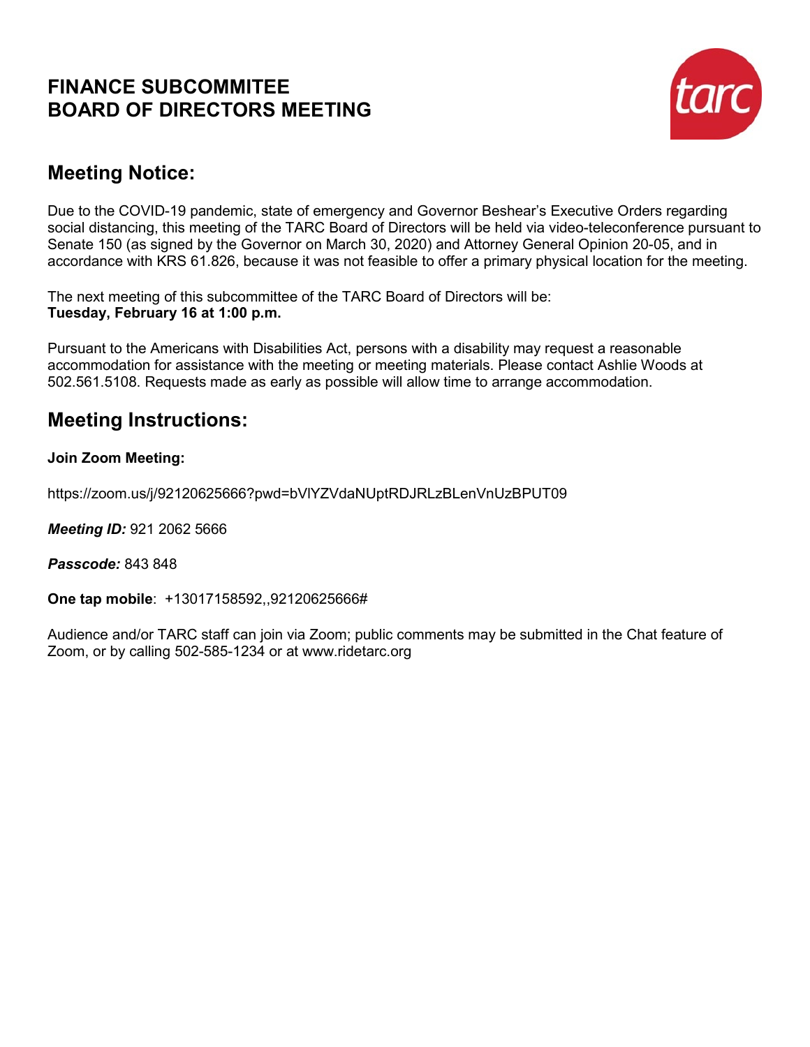# FINANCE SUBCOMMITEE
# BOARD OF DIRECTORS MEETING

## Meeting Notice:

Due to the COVID-19 pandemic, state of emergency and Governor Beshear's Executive Orders regarding social distancing, this meeting of the TARC Board of Directors will be held via video-teleconference pursuant to Senate 150 (as signed by the Governor on March 30, 2020) and Attorney General Opinion 20-05, and in accordance with KRS 61.826, because it was not feasible to offer a primary physical location for the meeting.

The next meeting of this subcommittee of the TARC Board of Directors will be:
**Tuesday, February 16 at 1:00 p.m.**

Pursuant to the Americans with Disabilities Act, persons with a disability may request a reasonable accommodation for assistance with the meeting or meeting materials. Please contact Ashlie Woods at 502.561.5108. Requests made as early as possible will allow time to arrange accommodation.

## Meeting Instructions:

**Join Zoom Meeting:**

https://zoom.us/j/92120625666?pwd=bVlYZVdaNUptRDJRLzBLenVnUzBPUT09

***Meeting ID:*** 921 2062 5666

***Passcode:*** 843 848

**One tap mobile**: +13017158592,,92120625666#

Audience and/or TARC staff can join via Zoom; public comments may be submitted in the Chat feature of Zoom, or by calling 502-585-1234 or at www.ridetarc.org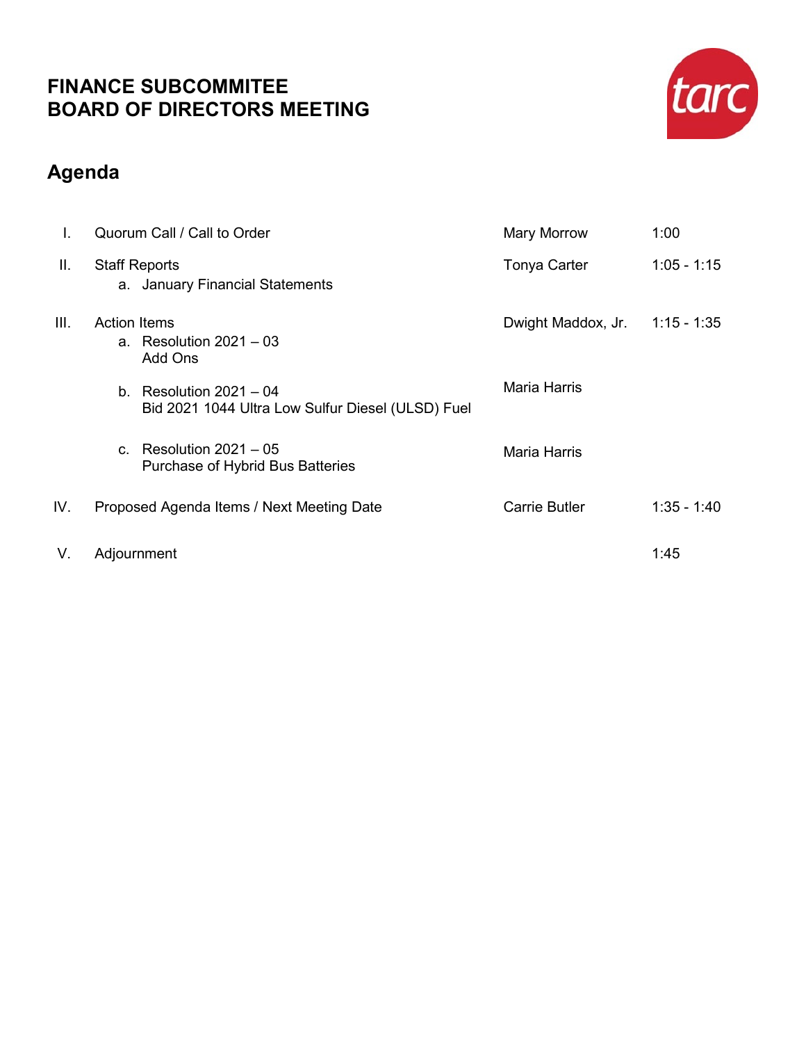# FINANCE SUBCOMMITEE
# BOARD OF DIRECTORS MEETING

## Agenda

| | | | |
|---|---|---|---|
| I. | Quorum Call / Call to Order | Mary Morrow | 1:00 |
| II. | Staff Reports<br>a. January Financial Statements | Tonya Carter | 1:05 - 1:15 |
| III. | Action Items<br>a. Resolution 2021 – 03<br>Add Ons | Dwight Maddox, Jr. | 1:15 - 1:35 |
| | b. Resolution 2021 – 04<br>Bid 2021 1044 Ultra Low Sulfur Diesel (ULSD) Fuel | Maria Harris | |
| | c. Resolution 2021 – 05<br>Purchase of Hybrid Bus Batteries | Maria Harris | |
| IV. | Proposed Agenda Items / Next Meeting Date | Carrie Butler | 1:35 - 1:40 |
| V. | Adjournment | | 1:45 |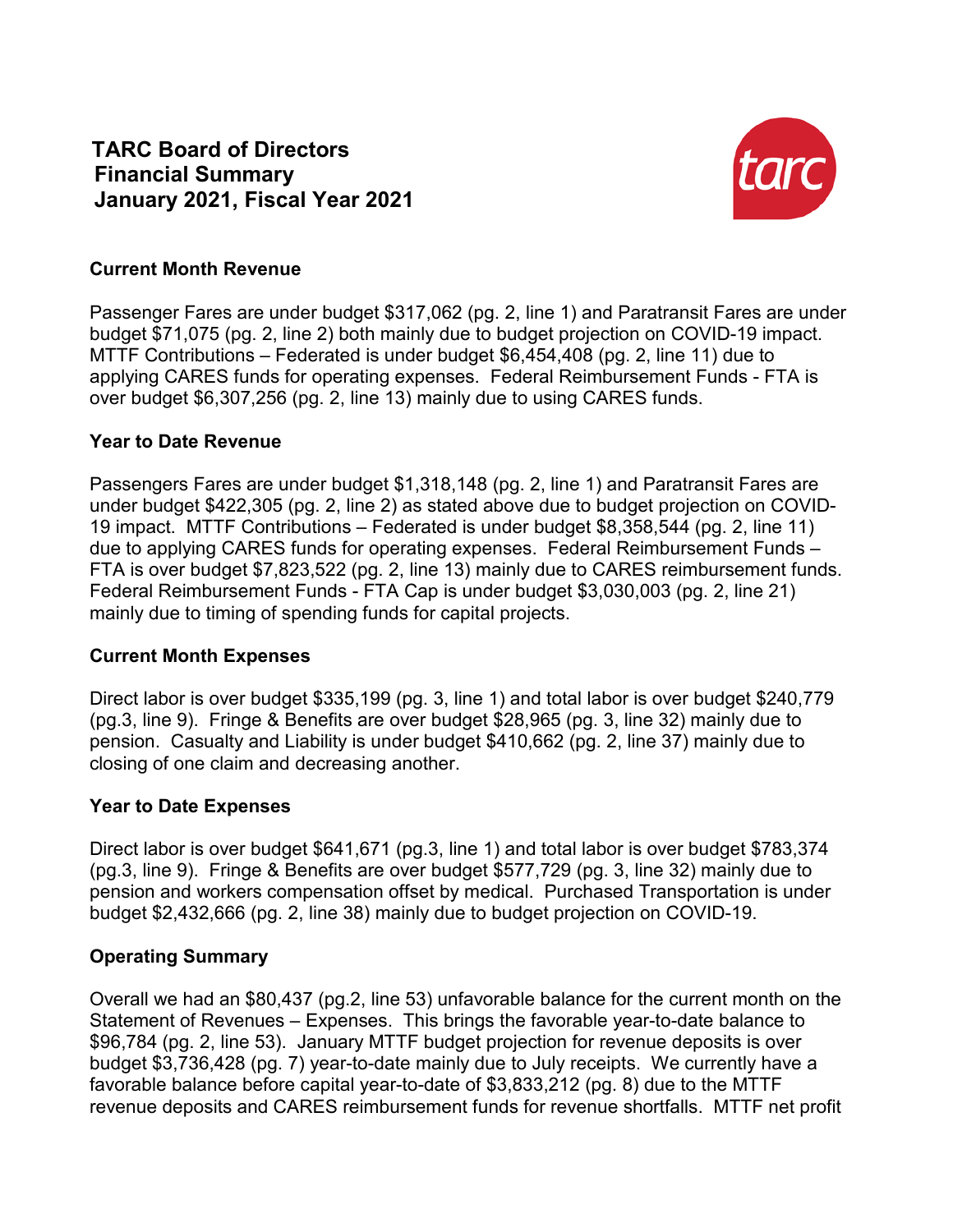# TARC Board of Directors
## Financial Summary
## January 2021, Fiscal Year 2021

### Current Month Revenue

Passenger Fares are under budget $317,062 (pg. 2, line 1) and Paratransit Fares are under budget $71,075 (pg. 2, line 2) both mainly due to budget projection on COVID-19 impact. MTTF Contributions – Federated is under budget $6,454,408 (pg. 2, line 11) due to applying CARES funds for operating expenses. Federal Reimbursement Funds - FTA is over budget $6,307,256 (pg. 2, line 13) mainly due to using CARES funds.

### Year to Date Revenue

Passengers Fares are under budget $1,318,148 (pg. 2, line 1) and Paratransit Fares are under budget $422,305 (pg. 2, line 2) as stated above due to budget projection on COVID-19 impact. MTTF Contributions – Federated is under budget $8,358,544 (pg. 2, line 11) due to applying CARES funds for operating expenses. Federal Reimbursement Funds – FTA is over budget $7,823,522 (pg. 2, line 13) mainly due to CARES reimbursement funds. Federal Reimbursement Funds - FTA Cap is under budget $3,030,003 (pg. 2, line 21) mainly due to timing of spending funds for capital projects.

### Current Month Expenses

Direct labor is over budget $335,199 (pg. 3, line 1) and total labor is over budget $240,779 (pg.3, line 9). Fringe & Benefits are over budget $28,965 (pg. 3, line 32) mainly due to pension. Casualty and Liability is under budget $410,662 (pg. 2, line 37) mainly due to closing of one claim and decreasing another.

### Year to Date Expenses

Direct labor is over budget $641,671 (pg.3, line 1) and total labor is over budget $783,374 (pg.3, line 9). Fringe & Benefits are over budget $577,729 (pg. 3, line 32) mainly due to pension and workers compensation offset by medical. Purchased Transportation is under budget $2,432,666 (pg. 2, line 38) mainly due to budget projection on COVID-19.

### Operating Summary

Overall we had an $80,437 (pg.2, line 53) unfavorable balance for the current month on the Statement of Revenues – Expenses. This brings the favorable year-to-date balance to $96,784 (pg. 2, line 53). January MTTF budget projection for revenue deposits is over budget $3,736,428 (pg. 7) year-to-date mainly due to July receipts. We currently have a favorable balance before capital year-to-date of $3,833,212 (pg. 8) due to the MTTF revenue deposits and CARES reimbursement funds for revenue shortfalls. MTTF net profit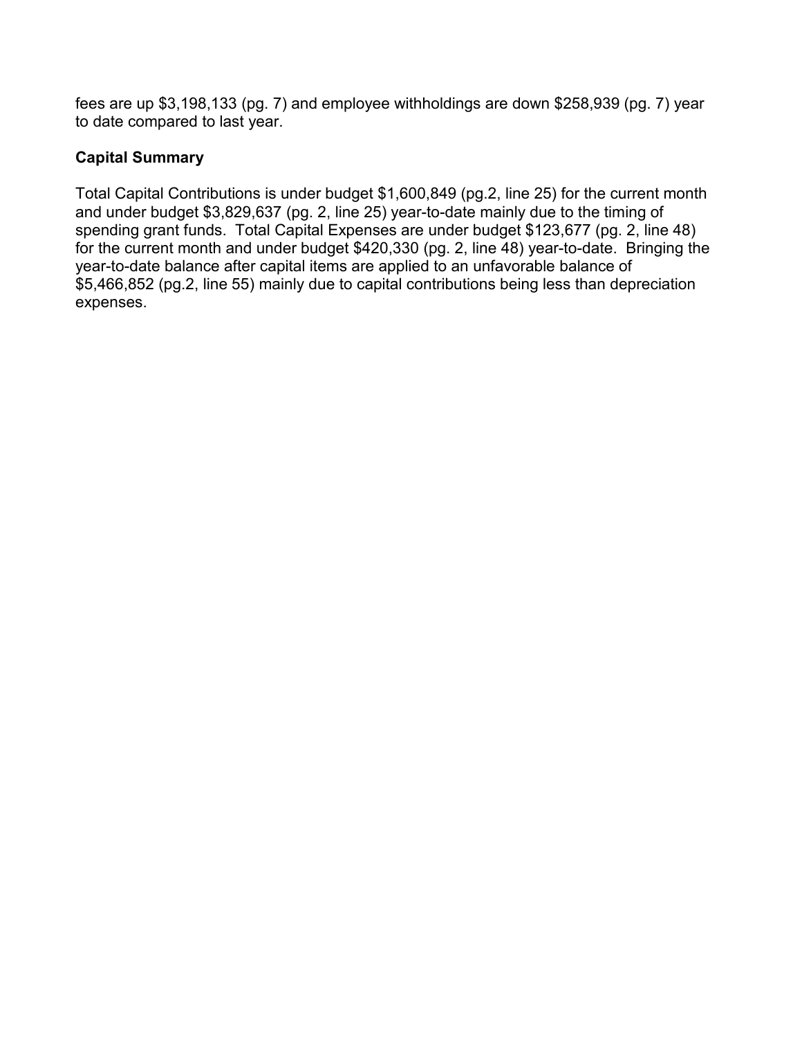fees are up $3,198,133 (pg. 7) and employee withholdings are down $258,939 (pg. 7) year to date compared to last year.

**Capital Summary**

Total Capital Contributions is under budget $1,600,849 (pg.2, line 25) for the current month and under budget $3,829,637 (pg. 2, line 25) year-to-date mainly due to the timing of spending grant funds. Total Capital Expenses are under budget $123,677 (pg. 2, line 48) for the current month and under budget $420,330 (pg. 2, line 48) year-to-date. Bringing the year-to-date balance after capital items are applied to an unfavorable balance of $5,466,852 (pg.2, line 55) mainly due to capital contributions being less than depreciation expenses.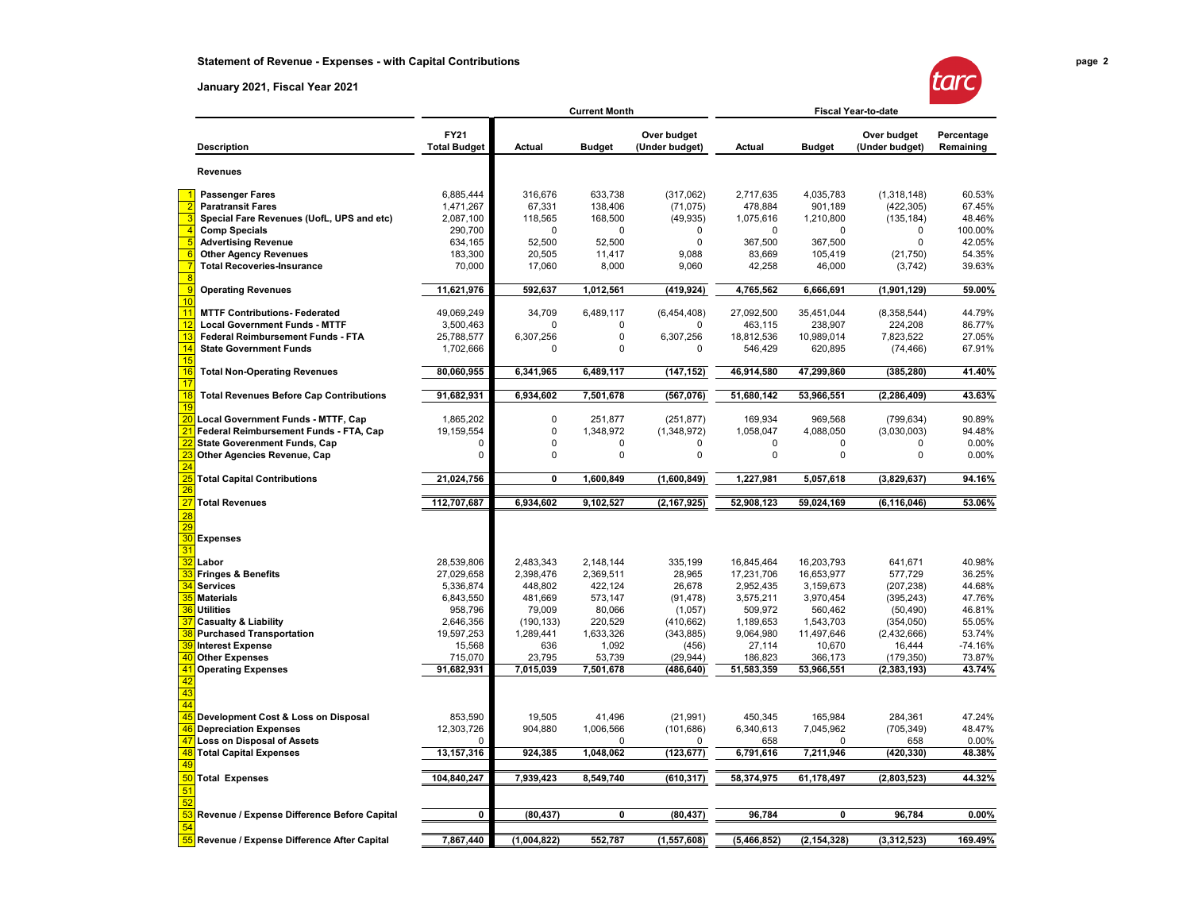## Statement of Revenue - Expenses - with Capital Contributions

**January 2021, Fiscal Year 2021**

| | Description | FY21 Total Budget | Current Month Actual | Current Month Budget | Current Month Over budget (Under budget) | Fiscal Year-to-date Actual | Fiscal Year-to-date Budget | Fiscal Year-to-date Over budget (Under budget) | Percentage Remaining |
|---|---|---|---|---|---|---|---|---|---|
| | **Revenues** | | | | | | | | |
| 1 | **Passenger Fares** | 6,885,444 | 316,676 | 633,738 | (317,062) | 2,717,635 | 4,035,783 | (1,318,148) | 60.53% |
| 2 | **Paratransit Fares** | 1,471,267 | 67,331 | 138,406 | (71,075) | 478,884 | 901,189 | (422,305) | 67.45% |
| 3 | **Special Fare Revenues (UofL, UPS and etc)** | 2,087,100 | 118,565 | 168,500 | (49,935) | 1,075,616 | 1,210,800 | (135,184) | 48.46% |
| 4 | **Comp Specials** | 290,700 | 0 | 0 | 0 | 0 | 0 | 0 | 100.00% |
| 5 | **Advertising Revenue** | 634,165 | 52,500 | 52,500 | 0 | 367,500 | 367,500 | 0 | 42.05% |
| 6 | **Other Agency Revenues** | 183,300 | 20,505 | 11,417 | 9,088 | 83,669 | 105,419 | (21,750) | 54.35% |
| 7 | **Total Recoveries-Insurance** | 70,000 | 17,060 | 8,000 | 9,060 | 42,258 | 46,000 | (3,742) | 39.63% |
| 8 | | | | | | | | | |
| 9 | **Operating Revenues** | **11,621,976** | **592,637** | **1,012,561** | **(419,924)** | **4,765,562** | **6,666,691** | **(1,901,129)** | **59.00%** |
| 10 | | | | | | | | | |
| 11 | **MTTF Contributions- Federated** | 49,069,249 | 34,709 | 6,489,117 | (6,454,408) | 27,092,500 | 35,451,044 | (8,358,544) | 44.79% |
| 12 | **Local Government Funds - MTTF** | 3,500,463 | 0 | 0 | 0 | 463,115 | 238,907 | 224,208 | 86.77% |
| 13 | **Federal Reimbursement Funds - FTA** | 25,788,577 | 6,307,256 | 0 | 6,307,256 | 18,812,536 | 10,989,014 | 7,823,522 | 27.05% |
| 14 | **State Government Funds** | 1,702,666 | 0 | 0 | 0 | 546,429 | 620,895 | (74,466) | 67.91% |
| 15 | | | | | | | | | |
| 16 | **Total Non-Operating Revenues** | **80,060,955** | **6,341,965** | **6,489,117** | **(147,152)** | **46,914,580** | **47,299,860** | **(385,280)** | **41.40%** |
| 17 | | | | | | | | | |
| 18 | **Total Revenues Before Cap Contributions** | **91,682,931** | **6,934,602** | **7,501,678** | **(567,076)** | **51,680,142** | **53,966,551** | **(2,286,409)** | **43.63%** |
| 19 | | | | | | | | | |
| 20 | **Local Government Funds - MTTF, Cap** | 1,865,202 | 0 | 251,877 | (251,877) | 169,934 | 969,568 | (799,634) | 90.89% |
| 21 | **Federal Reimbursement Funds - FTA, Cap** | 19,159,554 | 0 | 1,348,972 | (1,348,972) | 1,058,047 | 4,088,050 | (3,030,003) | 94.48% |
| 22 | **State Goverenment Funds, Cap** | 0 | 0 | 0 | 0 | 0 | 0 | 0 | 0.00% |
| 23 | **Other Agencies Revenue, Cap** | 0 | 0 | 0 | 0 | 0 | 0 | 0 | 0.00% |
| 24 | | | | | | | | | |
| 25 | **Total Capital Contributions** | **21,024,756** | **0** | **1,600,849** | **(1,600,849)** | **1,227,981** | **5,057,618** | **(3,829,637)** | **94.16%** |
| 26 | | | | | | | | | |
| 27 | **Total Revenues** | **112,707,687** | **6,934,602** | **9,102,527** | **(2,167,925)** | **52,908,123** | **59,024,169** | **(6,116,046)** | **53.06%** |
| 28 | | | | | | | | | |
| 29 | | | | | | | | | |
| 30 | **Expenses** | | | | | | | | |
| 31 | | | | | | | | | |
| 32 | **Labor** | 28,539,806 | 2,483,343 | 2,148,144 | 335,199 | 16,845,464 | 16,203,793 | 641,671 | 40.98% |
| 33 | **Fringes & Benefits** | 27,029,658 | 2,398,476 | 2,369,511 | 28,965 | 17,231,706 | 16,653,977 | 577,729 | 36.25% |
| 34 | **Services** | 5,336,874 | 448,802 | 422,124 | 26,678 | 2,952,435 | 3,159,673 | (207,238) | 44.68% |
| 35 | **Materials** | 6,843,550 | 481,669 | 573,147 | (91,478) | 3,575,211 | 3,970,454 | (395,243) | 47.76% |
| 36 | **Utilities** | 958,796 | 79,009 | 80,066 | (1,057) | 509,972 | 560,462 | (50,490) | 46.81% |
| 37 | **Casualty & Liability** | 2,646,356 | (190,133) | 220,529 | (410,662) | 1,189,653 | 1,543,703 | (354,050) | 55.05% |
| 38 | **Purchased Transportation** | 19,597,253 | 1,289,441 | 1,633,326 | (343,885) | 9,064,980 | 11,497,646 | (2,432,666) | 53.74% |
| 39 | **Interest Expense** | 15,568 | 636 | 1,092 | (456) | 27,114 | 10,670 | 16,444 | -74.16% |
| 40 | **Other Expenses** | 715,070 | 23,795 | 53,739 | (29,944) | 186,823 | 366,173 | (179,350) | 73.87% |
| 41 | **Operating Expenses** | **91,682,931** | **7,015,039** | **7,501,678** | **(486,640)** | **51,583,359** | **53,966,551** | **(2,383,193)** | **43.74%** |
| 42 | | | | | | | | | |
| 43 | | | | | | | | | |
| 44 | | | | | | | | | |
| 45 | **Development Cost & Loss on Disposal** | 853,590 | 19,505 | 41,496 | (21,991) | 450,345 | 165,984 | 284,361 | 47.24% |
| 46 | **Depreciation Expenses** | 12,303,726 | 904,880 | 1,006,566 | (101,686) | 6,340,613 | 7,045,962 | (705,349) | 48.47% |
| 47 | **Loss on Disposal of Assets** | 0 | | 0 | 0 | 658 | 0 | 658 | 0.00% |
| 48 | **Total Capital Expenses** | **13,157,316** | **924,385** | **1,048,062** | **(123,677)** | **6,791,616** | **7,211,946** | **(420,330)** | **48.38%** |
| 49 | | | | | | | | | |
| 50 | **Total Expenses** | **104,840,247** | **7,939,423** | **8,549,740** | **(610,317)** | **58,374,975** | **61,178,497** | **(2,803,523)** | **44.32%** |
| 51 | | | | | | | | | |
| 52 | | | | | | | | | |
| 53 | **Revenue / Expense Difference Before Capital** | **0** | **(80,437)** | **0** | **(80,437)** | **96,784** | **0** | **96,784** | **0.00%** |
| 54 | | | | | | | | | |
| 55 | **Revenue / Expense Difference After Capital** | **7,867,440** | **(1,004,822)** | **552,787** | **(1,557,608)** | **(5,466,852)** | **(2,154,328)** | **(3,312,523)** | **169.49%** |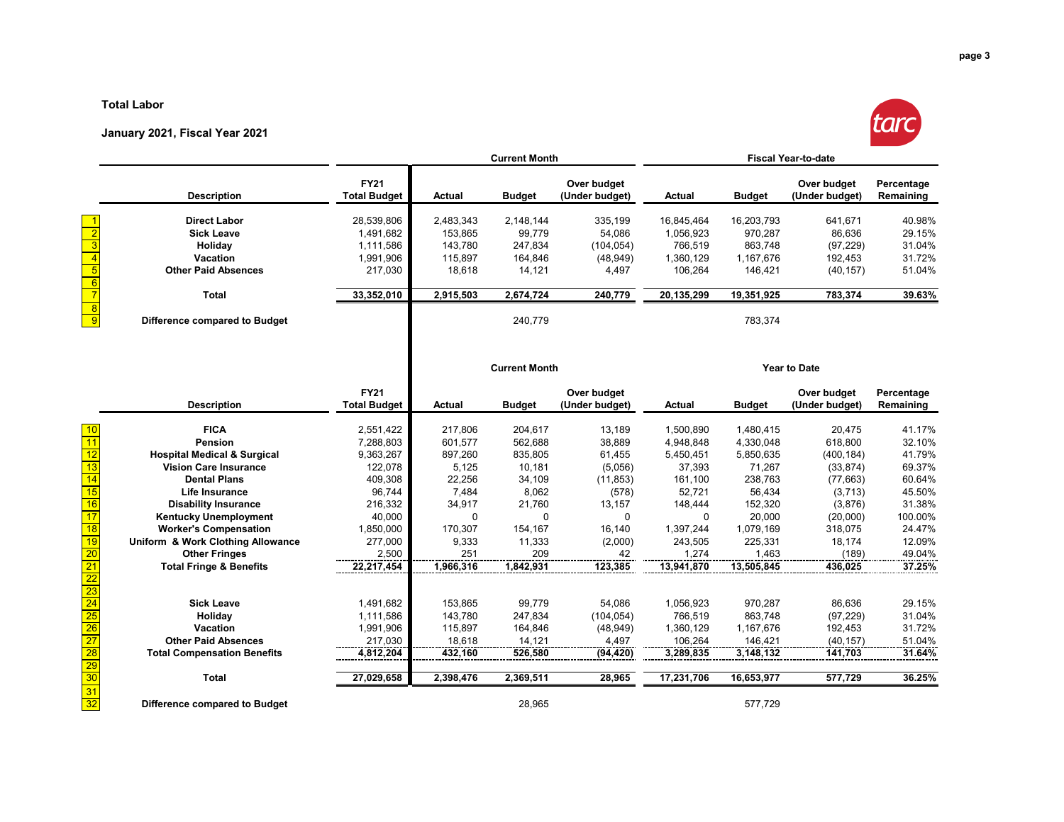**Total Labor**

**January 2021, Fiscal Year 2021**

| | Description | FY21 Total Budget | Current Month Actual | Current Month Budget | Current Month Over budget (Under budget) | Fiscal Year-to-date Actual | Fiscal Year-to-date Budget | Fiscal Year-to-date Over budget (Under budget) | Percentage Remaining |
|---|---|---|---|---|---|---|---|---|---|
| 1 | **Direct Labor** | 28,539,806 | 2,483,343 | 2,148,144 | 335,199 | 16,845,464 | 16,203,793 | 641,671 | 40.98% |
| 2 | **Sick Leave** | 1,491,682 | 153,865 | 99,779 | 54,086 | 1,056,923 | 970,287 | 86,636 | 29.15% |
| 3 | **Holiday** | 1,111,586 | 143,780 | 247,834 | (104,054) | 766,519 | 863,748 | (97,229) | 31.04% |
| 4 | **Vacation** | 1,991,906 | 115,897 | 164,846 | (48,949) | 1,360,129 | 1,167,676 | 192,453 | 31.72% |
| 5 | **Other Paid Absences** | 217,030 | 18,618 | 14,121 | 4,497 | 106,264 | 146,421 | (40,157) | 51.04% |
| 6 | | | | | | | | | |
| 7 | **Total** | **33,352,010** | **2,915,503** | **2,674,724** | **240,779** | **20,135,299** | **19,351,925** | **783,374** | **39.63%** |
| 8 | | | | | | | | | |
| 9 | **Difference compared to Budget** | | | 240,779 | | | 783,374 | | |

| | Description | FY21 Total Budget | Current Month Actual | Current Month Budget | Current Month Over budget (Under budget) | Year to Date Actual | Year to Date Budget | Year to Date Over budget (Under budget) | Percentage Remaining |
|---|---|---|---|---|---|---|---|---|---|
| 10 | **FICA** | 2,551,422 | 217,806 | 204,617 | 13,189 | 1,500,890 | 1,480,415 | 20,475 | 41.17% |
| 11 | **Pension** | 7,288,803 | 601,577 | 562,688 | 38,889 | 4,948,848 | 4,330,048 | 618,800 | 32.10% |
| 12 | **Hospital Medical & Surgical** | 9,363,267 | 897,260 | 835,805 | 61,455 | 5,450,451 | 5,850,635 | (400,184) | 41.79% |
| 13 | **Vision Care Insurance** | 122,078 | 5,125 | 10,181 | (5,056) | 37,393 | 71,267 | (33,874) | 69.37% |
| 14 | **Dental Plans** | 409,308 | 22,256 | 34,109 | (11,853) | 161,100 | 238,763 | (77,663) | 60.64% |
| 15 | **Life Insurance** | 96,744 | 7,484 | 8,062 | (578) | 52,721 | 56,434 | (3,713) | 45.50% |
| 16 | **Disability Insurance** | 216,332 | 34,917 | 21,760 | 13,157 | 148,444 | 152,320 | (3,876) | 31.38% |
| 17 | **Kentucky Unemployment** | 40,000 | 0 | 0 | 0 | 0 | 20,000 | (20,000) | 100.00% |
| 18 | **Worker's Compensation** | 1,850,000 | 170,307 | 154,167 | 16,140 | 1,397,244 | 1,079,169 | 318,075 | 24.47% |
| 19 | **Uniform & Work Clothing Allowance** | 277,000 | 9,333 | 11,333 | (2,000) | 243,505 | 225,331 | 18,174 | 12.09% |
| 20 | **Other Fringes** | 2,500 | 251 | 209 | 42 | 1,274 | 1,463 | (189) | 49.04% |
| 21 | **Total Fringe & Benefits** | **22,217,454** | **1,966,316** | **1,842,931** | **123,385** | **13,941,870** | **13,505,845** | **436,025** | **37.25%** |
| 22 | | | | | | | | | |
| 23 | | | | | | | | | |
| 24 | **Sick Leave** | 1,491,682 | 153,865 | 99,779 | 54,086 | 1,056,923 | 970,287 | 86,636 | 29.15% |
| 25 | **Holiday** | 1,111,586 | 143,780 | 247,834 | (104,054) | 766,519 | 863,748 | (97,229) | 31.04% |
| 26 | **Vacation** | 1,991,906 | 115,897 | 164,846 | (48,949) | 1,360,129 | 1,167,676 | 192,453 | 31.72% |
| 27 | **Other Paid Absences** | 217,030 | 18,618 | 14,121 | 4,497 | 106,264 | 146,421 | (40,157) | 51.04% |
| 28 | **Total Compensation Benefits** | **4,812,204** | **432,160** | **526,580** | **(94,420)** | **3,289,835** | **3,148,132** | **141,703** | **31.64%** |
| 29 | | | | | | | | | |
| 30 | **Total** | **27,029,658** | **2,398,476** | **2,369,511** | **28,965** | **17,231,706** | **16,653,977** | **577,729** | **36.25%** |
| 31 | | | | | | | | | |
| 32 | **Difference compared to Budget** | | | 28,965 | | | 577,729 | | |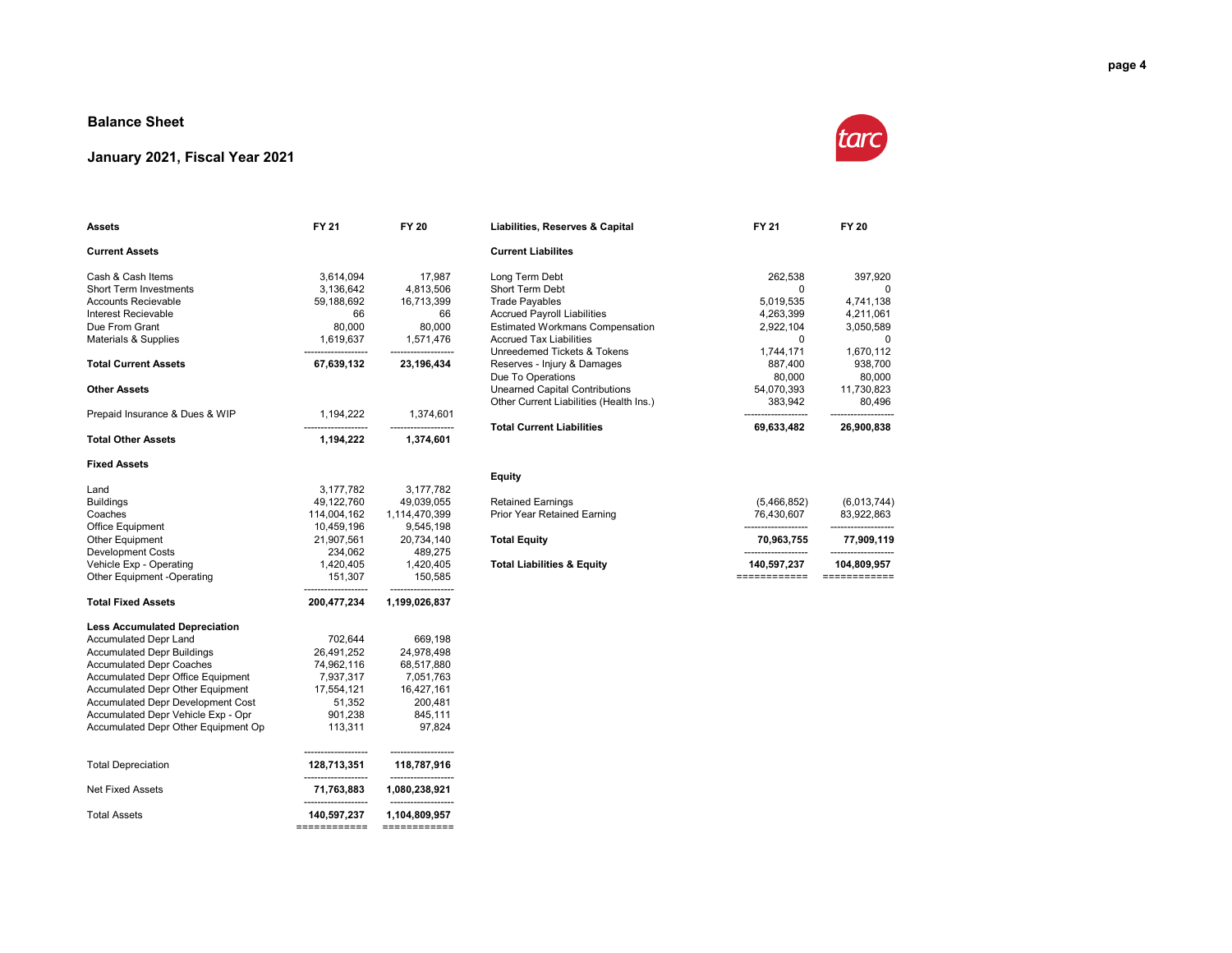# Balance Sheet

## January 2021, Fiscal Year 2021

| Assets | FY 21 | FY 20 |
|---|---|---|
| **Current Assets** | | |
| Cash & Cash Items | 3,614,094 | 17,987 |
| Short Term Investments | 3,136,642 | 4,813,506 |
| Accounts Recievable | 59,188,692 | 16,713,399 |
| Interest Recievable | 66 | 66 |
| Due From Grant | 80,000 | 80,000 |
| Materials & Supplies | 1,619,637 | 1,571,476 |
| **Total Current Assets** | **67,639,132** | **23,196,434** |
| **Other Assets** | | |
| Prepaid Insurance & Dues & WIP | 1,194,222 | 1,374,601 |
| **Total Other Assets** | **1,194,222** | **1,374,601** |
| **Fixed Assets** | | |
| Land | 3,177,782 | 3,177,782 |
| Buildings | 49,122,760 | 49,039,055 |
| Coaches | 114,004,162 | 1,114,470,399 |
| Office Equipment | 10,459,196 | 9,545,198 |
| Other Equipment | 21,907,561 | 20,734,140 |
| Development Costs | 234,062 | 489,275 |
| Vehicle Exp - Operating | 1,420,405 | 1,420,405 |
| Other Equipment -Operating | 151,307 | 150,585 |
| **Total Fixed Assets** | **200,477,234** | **1,199,026,837** |
| **Less Accumulated Depreciation** | | |
| Accumulated Depr Land | 702,644 | 669,198 |
| Accumulated Depr Buildings | 26,491,252 | 24,978,498 |
| Accumulated Depr Coaches | 74,962,116 | 68,517,880 |
| Accumulated Depr Office Equipment | 7,937,317 | 7,051,763 |
| Accumulated Depr Other Equipment | 17,554,121 | 16,427,161 |
| Accumulated Depr Development Cost | 51,352 | 200,481 |
| Accumulated Depr Vehicle Exp - Opr | 901,238 | 845,111 |
| Accumulated Depr Other Equipment Op | 113,311 | 97,824 |
| Total Depreciation | **128,713,351** | **118,787,916** |
| Net Fixed Assets | **71,763,883** | **1,080,238,921** |
| Total Assets | **140,597,237** | **1,104,809,957** |

| Liabilities, Reserves & Capital | FY 21 | FY 20 |
|---|---|---|
| **Current Liabilites** | | |
| Long Term Debt | 262,538 | 397,920 |
| Short Term Debt | 0 | 0 |
| Trade Payables | 5,019,535 | 4,741,138 |
| Accrued Payroll Liabilities | 4,263,399 | 4,211,061 |
| Estimated Workmans Compensation | 2,922,104 | 3,050,589 |
| Accrued Tax Liabilities | 0 | 0 |
| Unreedemed Tickets & Tokens | 1,744,171 | 1,670,112 |
| Reserves - Injury & Damages | 887,400 | 938,700 |
| Due To Operations | 80,000 | 80,000 |
| Unearned Capital Contributions | 54,070,393 | 11,730,823 |
| Other Current Liabilities (Health Ins.) | 383,942 | 80,496 |
| **Total Current Liabilities** | **69,633,482** | **26,900,838** |
| **Equity** | | |
| Retained Earnings | (5,466,852) | (6,013,744) |
| Prior Year Retained Earning | 76,430,607 | 83,922,863 |
| **Total Equity** | **70,963,755** | **77,909,119** |
| **Total Liabilities & Equity** | **140,597,237** | **104,809,957** |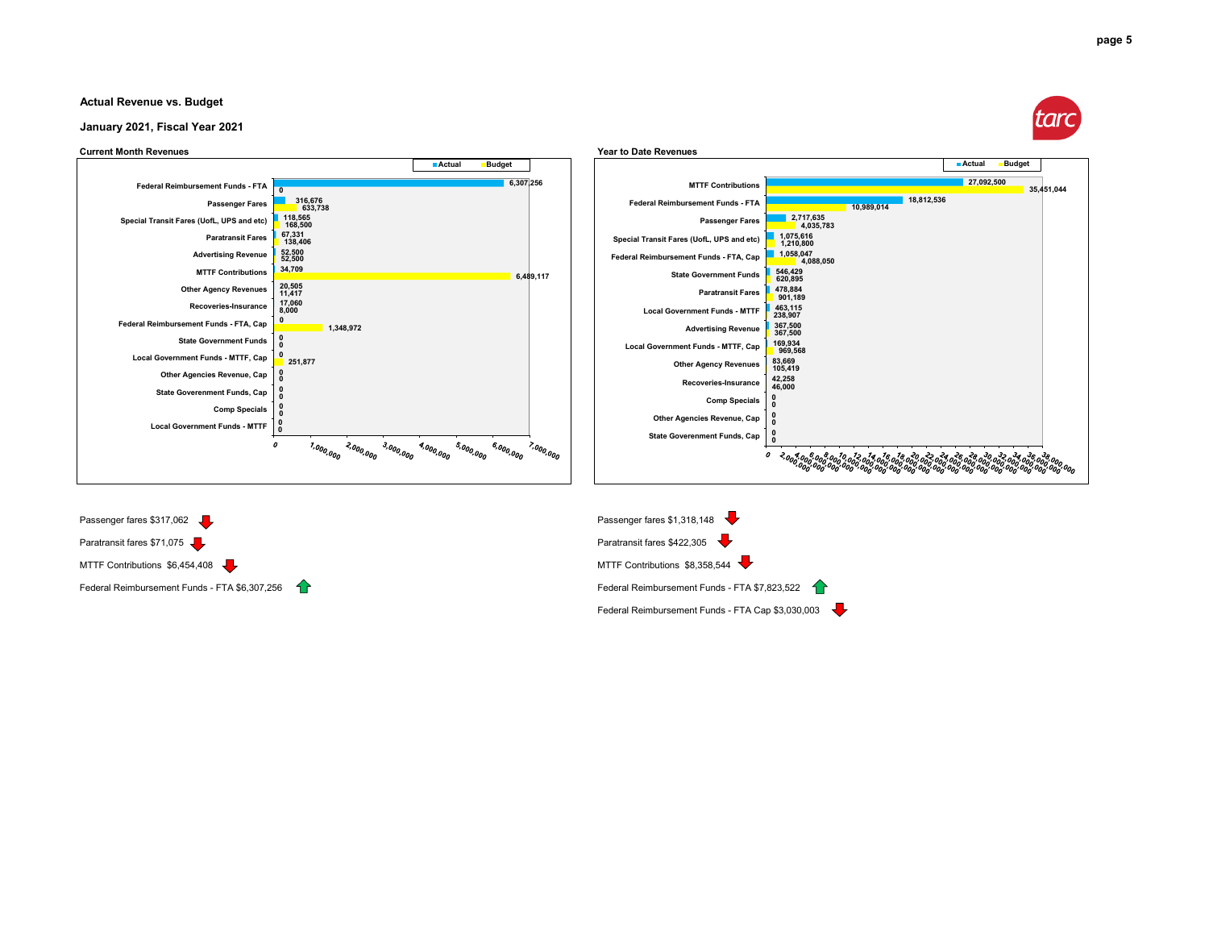### Actual Revenue vs. Budget

### January 2021, Fiscal Year 2021

**Current Month Revenues**

| | Actual | Budget |
|---|---|---|
| Federal Reimbursement Funds - FTA | 6,307,256 | 0 |
| Passenger Fares | 316,676 | 633,738 |
| Special Transit Fares (UofL, UPS and etc) | 118,565 | 168,500 |
| Paratransit Fares | 67,331 | 138,406 |
| Advertising Revenue | 52,500 | 52,500 |
| MTTF Contributions | 34,709 | 6,489,117 |
| Other Agency Revenues | 20,505 | 11,417 |
| Recoveries-Insurance | 17,060 | 8,000 |
| Federal Reimbursement Funds - FTA, Cap | 0 | 1,348,972 |
| State Government Funds | 0 | 0 |
| Local Government Funds - MTTF, Cap | 0 | 251,877 |
| Other Agencies Revenue, Cap | 0 | 0 |
| State Governement Funds, Cap | 0 | 0 |
| Comp Specials | 0 | 0 |
| Local Government Funds - MTTF | 0 | 0 |

Passenger fares $317,062 ↓

Paratransit fares $71,075 ↓

MTTF Contributions $6,454,408 ↓

Federal Reimbursement Funds - FTA $6,307,256 ↑

**Year to Date Revenues**

| | Actual | Budget |
|---|---|---|
| MTTF Contributions | 27,092,500 | 35,451,044 |
| Federal Reimbursement Funds - FTA | 18,812,536 | 10,989,014 |
| Passenger Fares | 2,717,635 | 4,035,783 |
| Special Transit Fares (UofL, UPS and etc) | 1,075,616 | 1,210,800 |
| Federal Reimbursement Funds - FTA, Cap | 1,058,047 | 4,088,050 |
| State Government Funds | 546,429 | 620,895 |
| Paratransit Fares | 478,884 | 901,189 |
| Local Government Funds - MTTF | 463,115 | 238,907 |
| Advertising Revenue | 367,500 | 367,500 |
| Local Government Funds - MTTF, Cap | 169,934 | 969,568 |
| Other Agency Revenues | 83,669 | 105,419 |
| Recoveries-Insurance | 42,258 | 46,000 |
| Comp Specials | 0 | 0 |
| Other Agencies Revenue, Cap | 0 | 0 |
| State Governement Funds, Cap | 0 | 0 |

Passenger fares $1,318,148 ↓

Paratransit fares $422,305 ↓

MTTF Contributions $8,358,544 ↓

Federal Reimbursement Funds - FTA $7,823,522 ↑

Federal Reimbursement Funds - FTA Cap $3,030,003 ↓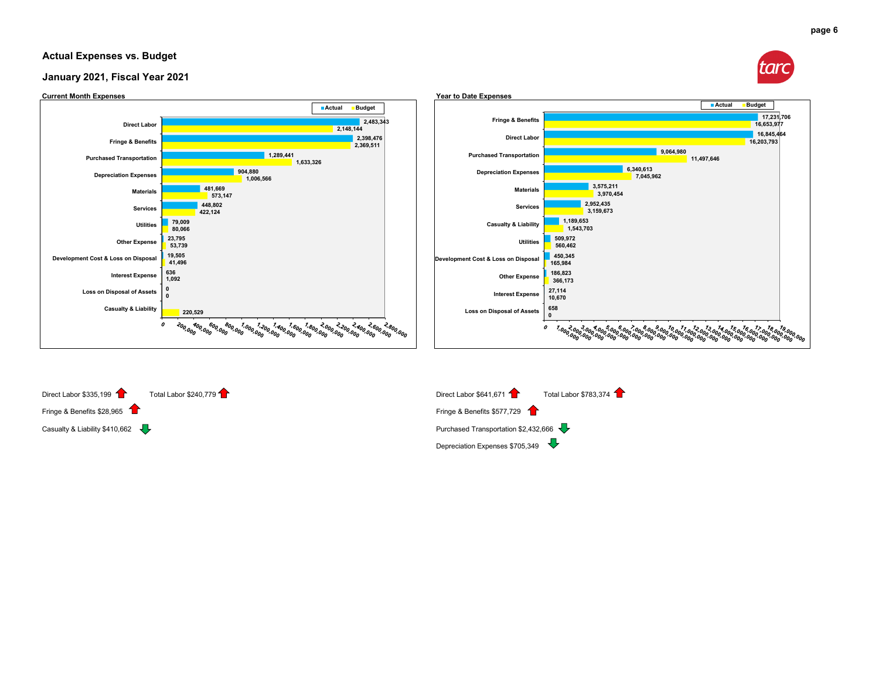## Actual Expenses vs. Budget

## January 2021, Fiscal Year 2021

**Current Month Expenses**

| Category | Actual | Budget |
|---|---|---|
| Direct Labor | 2,483,343 | 2,148,144 |
| Fringe & Benefits | 2,398,476 | 2,369,511 |
| Purchased Transportation | 1,289,441 | 1,633,326 |
| Depreciation Expenses | 904,880 | 1,006,566 |
| Materials | 481,669 | 573,147 |
| Services | 448,802 | 422,124 |
| Utilities | 79,009 | 80,066 |
| Other Expense | 23,795 | 53,739 |
| Development Cost & Loss on Disposal | 19,505 | 41,496 |
| Interest Expense | 636 | 1,092 |
| Loss on Disposal of Assets | 0 | 0 |
| Casualty & Liability | | 220,529 |

**Year to Date Expenses**

| Category | Actual | Budget |
|---|---|---|
| Fringe & Benefits | 17,231,706 | 16,653,977 |
| Direct Labor | 16,845,464 | 16,203,793 |
| Purchased Transportation | 9,064,980 | 11,497,646 |
| Depreciation Expenses | 6,340,613 | 7,045,962 |
| Materials | 3,575,211 | 3,970,454 |
| Services | 2,952,435 | 3,159,673 |
| Casualty & Liability | 1,189,653 | 1,543,703 |
| Utilities | 509,972 | 560,462 |
| Development Cost & Loss on Disposal | 450,345 | 165,984 |
| Other Expense | 186,823 | 366,173 |
| Interest Expense | 27,114 | 10,670 |
| Loss on Disposal of Assets | 658 | 0 |

**Current Month:**

Direct Labor $335,199 ↑ Total Labor $240,779 ↑

Fringe & Benefits $28,965 ↑

Casualty & Liability $410,662 ↓

**Year to Date:**

Direct Labor $641,671 ↑ Total Labor $783,374 ↑

Fringe & Benefits $577,729 ↑

Purchased Transportation $2,432,666 ↓

Depreciation Expenses $705,349 ↓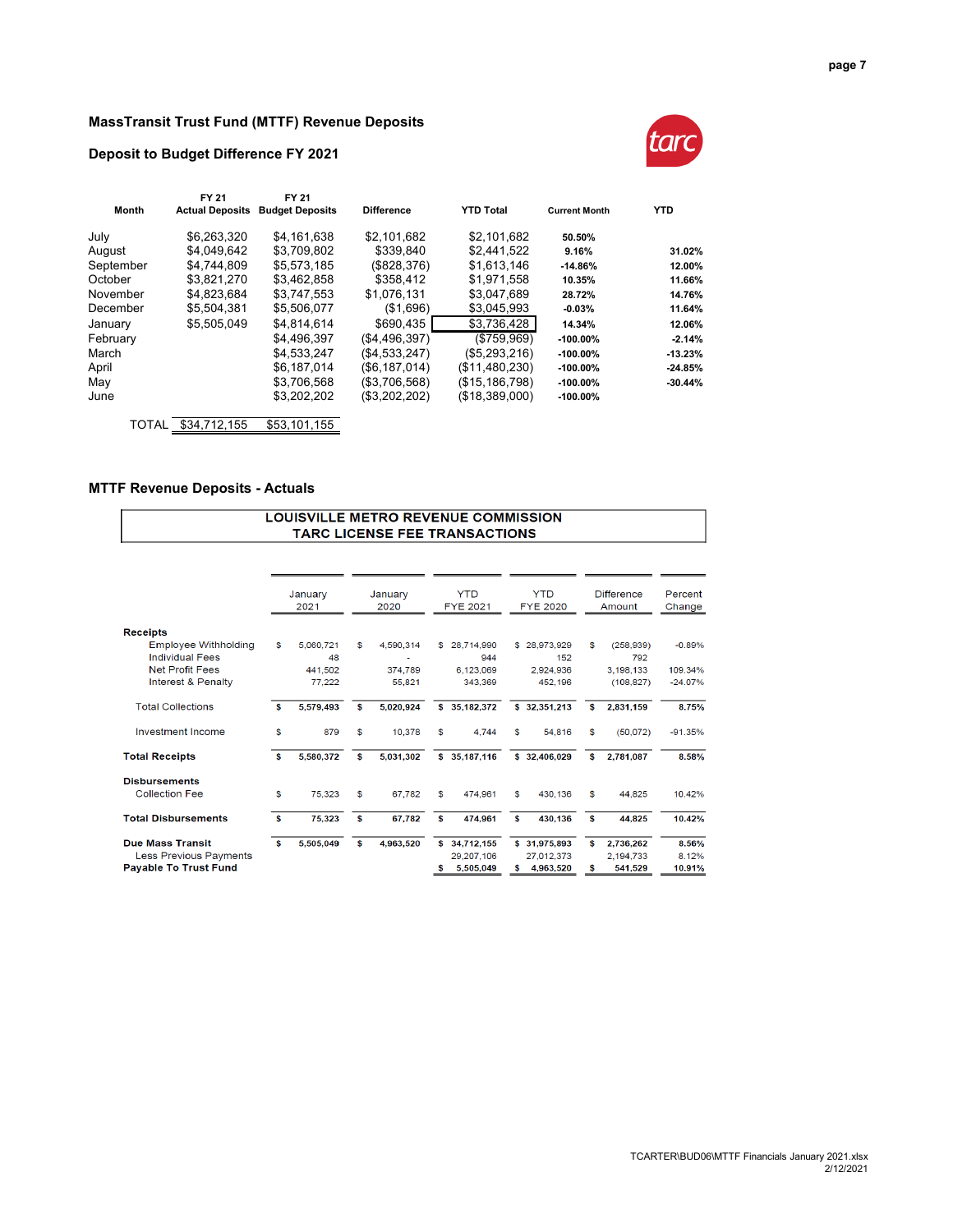## MassTransit Trust Fund (MTTF) Revenue Deposits

### Deposit to Budget Difference FY 2021

| Month | FY 21 Actual Deposits | FY 21 Budget Deposits | Difference | YTD Total | Current Month | YTD |
|---|---|---|---|---|---|---|
| July | $6,263,320 | $4,161,638 | $2,101,682 | $2,101,682 | 50.50% | |
| August | $4,049,642 | $3,709,802 | $339,840 | $2,441,522 | 9.16% | 31.02% |
| September | $4,744,809 | $5,573,185 | ($828,376) | $1,613,146 | -14.86% | 12.00% |
| October | $3,821,270 | $3,462,858 | $358,412 | $1,971,558 | 10.35% | 11.66% |
| November | $4,823,684 | $3,747,553 | $1,076,131 | $3,047,689 | 28.72% | 14.76% |
| December | $5,504,381 | $5,506,077 | ($1,696) | $3,045,993 | -0.03% | 11.64% |
| January | $5,505,049 | $4,814,614 | $690,435 | $3,736,428 | 14.34% | 12.06% |
| February | | $4,496,397 | ($4,496,397) | ($759,969) | -100.00% | -2.14% |
| March | | $4,533,247 | ($4,533,247) | ($5,293,216) | -100.00% | -13.23% |
| April | | $6,187,014 | ($6,187,014) | ($11,480,230) | -100.00% | -24.85% |
| May | | $3,706,568 | ($3,706,568) | ($15,186,798) | -100.00% | -30.44% |
| June | | $3,202,202 | ($3,202,202) | ($18,389,000) | -100.00% | |
| TOTAL | $34,712,155 | $53,101,155 | | | | |

## MTTF Revenue Deposits - Actuals

**LOUISVILLE METRO REVENUE COMMISSION**
**TARC LICENSE FEE TRANSACTIONS**

| | January 2021 | January 2020 | YTD FYE 2021 | YTD FYE 2020 | Difference Amount | Percent Change |
|---|---|---|---|---|---|---|
| **Receipts** | | | | | | |
| Employee Withholding | $ 5,060,721 | $ 4,590,314 | $ 28,714,990 | $ 28,973,929 | $ (258,939) | -0.89% |
| Individual Fees | 48 | - | 944 | 152 | 792 | |
| Net Profit Fees | 441,502 | 374,789 | 6,123,069 | 2,924,936 | 3,198,133 | 109.34% |
| Interest & Penalty | 77,222 | 55,821 | 343,369 | 452,196 | (108,827) | -24.07% |
| Total Collections | $ 5,579,493 | $ 5,020,924 | $ 35,182,372 | $ 32,351,213 | $ 2,831,159 | 8.75% |
| Investment Income | $ 879 | $ 10,378 | $ 4,744 | $ 54,816 | $ (50,072) | -91.35% |
| **Total Receipts** | $ 5,580,372 | $ 5,031,302 | $ 35,187,116 | $ 32,406,029 | $ 2,781,087 | 8.58% |
| **Disbursements** | | | | | | |
| Collection Fee | $ 75,323 | $ 67,782 | $ 474,961 | $ 430,136 | $ 44,825 | 10.42% |
| **Total Disbursements** | $ 75,323 | $ 67,782 | $ 474,961 | $ 430,136 | $ 44,825 | 10.42% |
| **Due Mass Transit** | $ 5,505,049 | $ 4,963,520 | $ 34,712,155 | $ 31,975,893 | $ 2,736,262 | 8.56% |
| Less Previous Payments | | | 29,207,106 | 27,012,373 | 2,194,733 | 8.12% |
| **Payable To Trust Fund** | | | $ 5,505,049 | $ 4,963,520 | $ 541,529 | 10.91% |

TCARTER\BUD06\MTTF Financials January 2021.xlsx
2/12/2021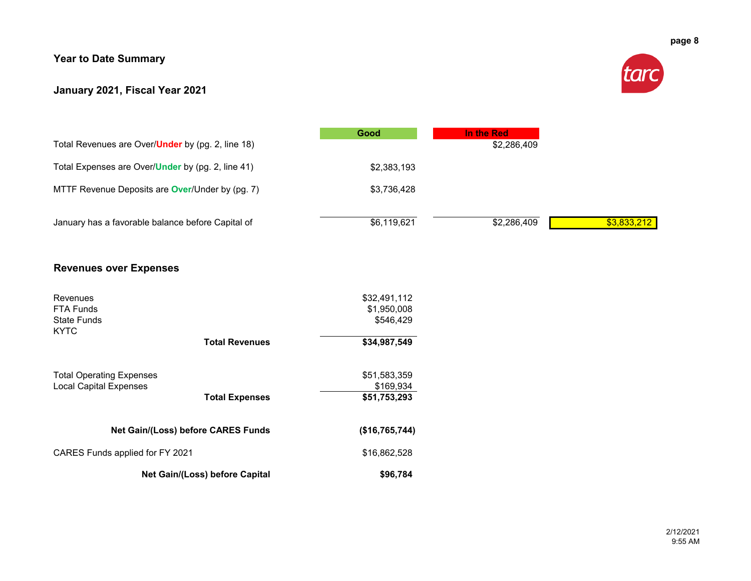## Year to Date Summary

## January 2021, Fiscal Year 2021

| | Good | In the Red | |
|---|---|---|---|
| Total Revenues are Over/**Under** by (pg. 2, line 18) | | $2,286,409 | |
| Total Expenses are Over/**Under** by (pg. 2, line 41) | $2,383,193 | | |
| MTTF Revenue Deposits are **Over**/Under by (pg. 7) | $3,736,428 | | |
| January has a favorable balance before Capital of | $6,119,621 | $2,286,409 | $3,833,212 |

## Revenues over Expenses

| | |
|---|---|
| Revenues | $32,491,112 |
| FTA Funds | $1,950,008 |
| State Funds | $546,429 |
| KYTC | |
| **Total Revenues** | **$34,987,549** |
| | |
| Total Operating Expenses | $51,583,359 |
| Local Capital Expenses | $169,934 |
| **Total Expenses** | **$51,753,293** |
| | |
| **Net Gain/(Loss) before CARES Funds** | **($16,765,744)** |
| CARES Funds applied for FY 2021 | $16,862,528 |
| **Net Gain/(Loss) before Capital** | **$96,784** |

2/12/2021
9:55 AM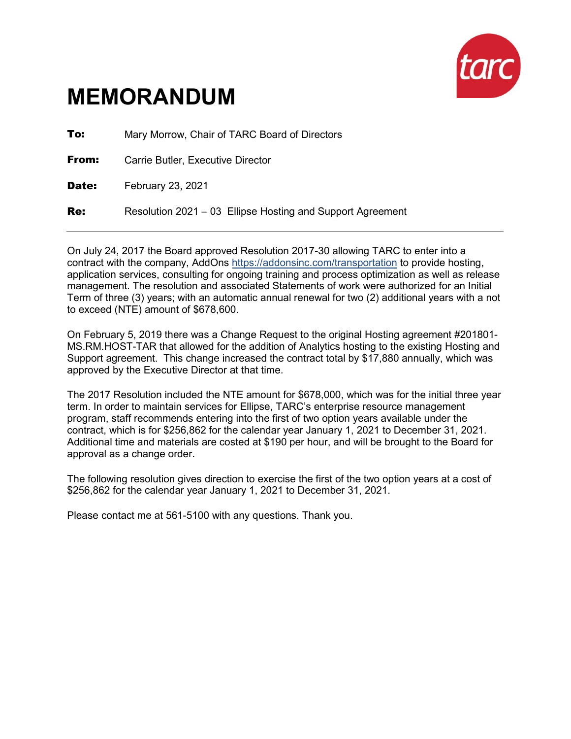# MEMORANDUM

**To:** Mary Morrow, Chair of TARC Board of Directors

**From:** Carrie Butler, Executive Director

**Date:** February 23, 2021

**Re:** Resolution 2021 – 03 Ellipse Hosting and Support Agreement

---

On July 24, 2017 the Board approved Resolution 2017-30 allowing TARC to enter into a contract with the company, AddOns https://addonsinc.com/transportation to provide hosting, application services, consulting for ongoing training and process optimization as well as release management. The resolution and associated Statements of work were authorized for an Initial Term of three (3) years; with an automatic annual renewal for two (2) additional years with a not to exceed (NTE) amount of $678,600.

On February 5, 2019 there was a Change Request to the original Hosting agreement #201801-MS.RM.HOST-TAR that allowed for the addition of Analytics hosting to the existing Hosting and Support agreement. This change increased the contract total by $17,880 annually, which was approved by the Executive Director at that time.

The 2017 Resolution included the NTE amount for $678,000, which was for the initial three year term. In order to maintain services for Ellipse, TARC's enterprise resource management program, staff recommends entering into the first of two option years available under the contract, which is for $256,862 for the calendar year January 1, 2021 to December 31, 2021. Additional time and materials are costed at $190 per hour, and will be brought to the Board for approval as a change order.

The following resolution gives direction to exercise the first of the two option years at a cost of $256,862 for the calendar year January 1, 2021 to December 31, 2021.

Please contact me at 561-5100 with any questions. Thank you.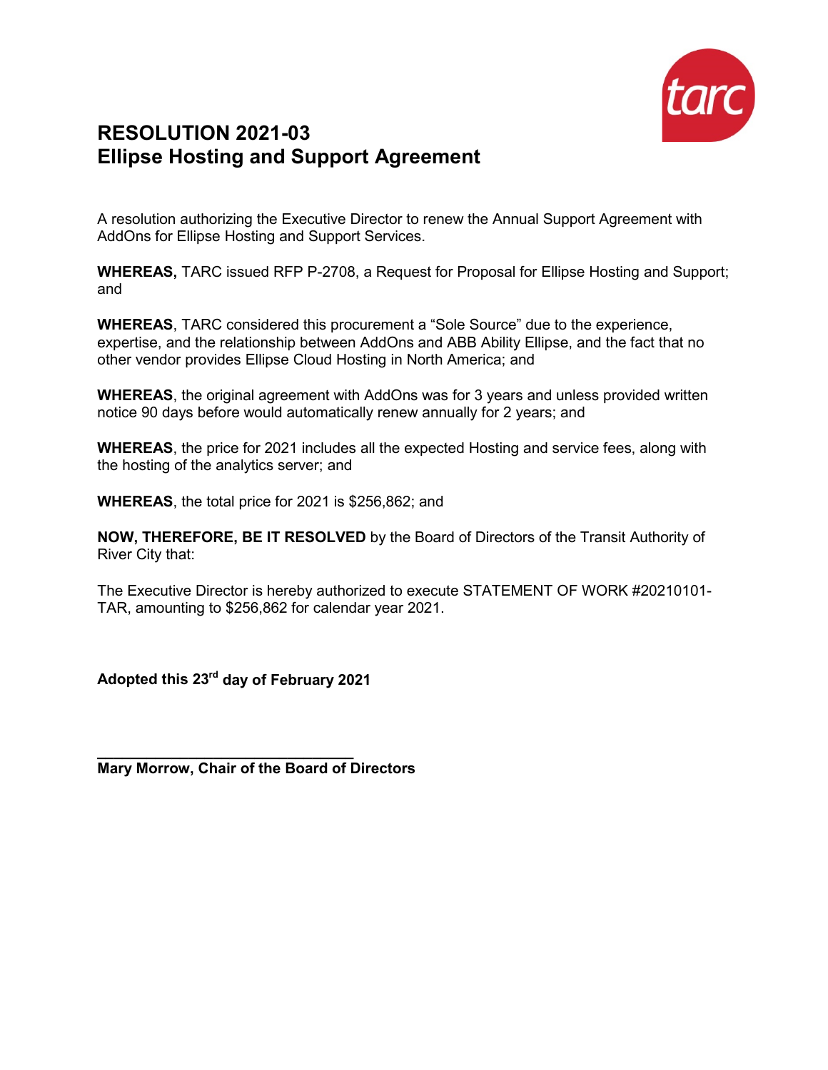# RESOLUTION 2021-03
## Ellipse Hosting and Support Agreement

A resolution authorizing the Executive Director to renew the Annual Support Agreement with AddOns for Ellipse Hosting and Support Services.

**WHEREAS,** TARC issued RFP P-2708, a Request for Proposal for Ellipse Hosting and Support; and

**WHEREAS**, TARC considered this procurement a "Sole Source" due to the experience, expertise, and the relationship between AddOns and ABB Ability Ellipse, and the fact that no other vendor provides Ellipse Cloud Hosting in North America; and

**WHEREAS**, the original agreement with AddOns was for 3 years and unless provided written notice 90 days before would automatically renew annually for 2 years; and

**WHEREAS**, the price for 2021 includes all the expected Hosting and service fees, along with the hosting of the analytics server; and

**WHEREAS**, the total price for 2021 is $256,862; and

**NOW, THEREFORE, BE IT RESOLVED** by the Board of Directors of the Transit Authority of River City that:

The Executive Director is hereby authorized to execute STATEMENT OF WORK #20210101-TAR, amounting to $256,862 for calendar year 2021.

**Adopted this 23rd day of February 2021**

______________________________
**Mary Morrow, Chair of the Board of Directors**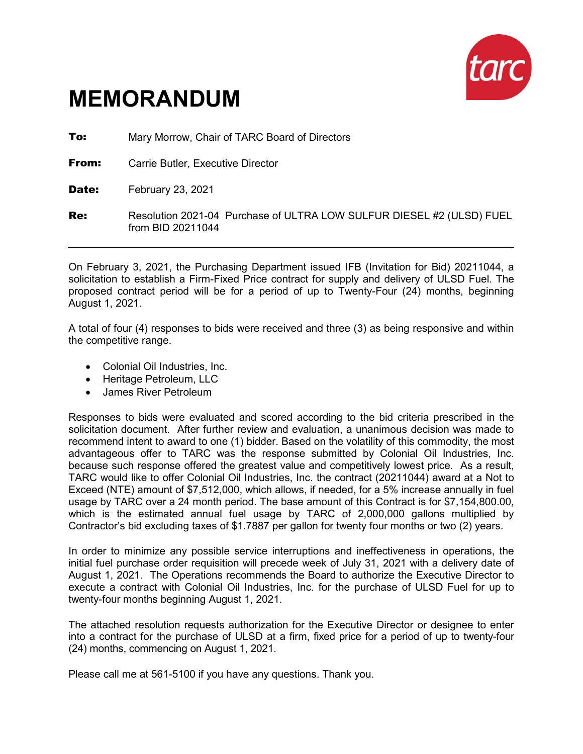# MEMORANDUM

**To:** Mary Morrow, Chair of TARC Board of Directors

**From:** Carrie Butler, Executive Director

**Date:** February 23, 2021

**Re:** Resolution 2021-04 Purchase of ULTRA LOW SULFUR DIESEL #2 (ULSD) FUEL from BID 20211044

---

On February 3, 2021, the Purchasing Department issued IFB (Invitation for Bid) 20211044, a solicitation to establish a Firm-Fixed Price contract for supply and delivery of ULSD Fuel. The proposed contract period will be for a period of up to Twenty-Four (24) months, beginning August 1, 2021.

A total of four (4) responses to bids were received and three (3) as being responsive and within the competitive range.

- Colonial Oil Industries, Inc.
- Heritage Petroleum, LLC
- James River Petroleum

Responses to bids were evaluated and scored according to the bid criteria prescribed in the solicitation document. After further review and evaluation, a unanimous decision was made to recommend intent to award to one (1) bidder. Based on the volatility of this commodity, the most advantageous offer to TARC was the response submitted by Colonial Oil Industries, Inc. because such response offered the greatest value and competitively lowest price. As a result, TARC would like to offer Colonial Oil Industries, Inc. the contract (20211044) award at a Not to Exceed (NTE) amount of $7,512,000, which allows, if needed, for a 5% increase annually in fuel usage by TARC over a 24 month period. The base amount of this Contract is for $7,154,800.00, which is the estimated annual fuel usage by TARC of 2,000,000 gallons multiplied by Contractor's bid excluding taxes of $1.7887 per gallon for twenty four months or two (2) years.

In order to minimize any possible service interruptions and ineffectiveness in operations, the initial fuel purchase order requisition will precede week of July 31, 2021 with a delivery date of August 1, 2021. The Operations recommends the Board to authorize the Executive Director to execute a contract with Colonial Oil Industries, Inc. for the purchase of ULSD Fuel for up to twenty-four months beginning August 1, 2021.

The attached resolution requests authorization for the Executive Director or designee to enter into a contract for the purchase of ULSD at a firm, fixed price for a period of up to twenty-four (24) months, commencing on August 1, 2021.

Please call me at 561-5100 if you have any questions. Thank you.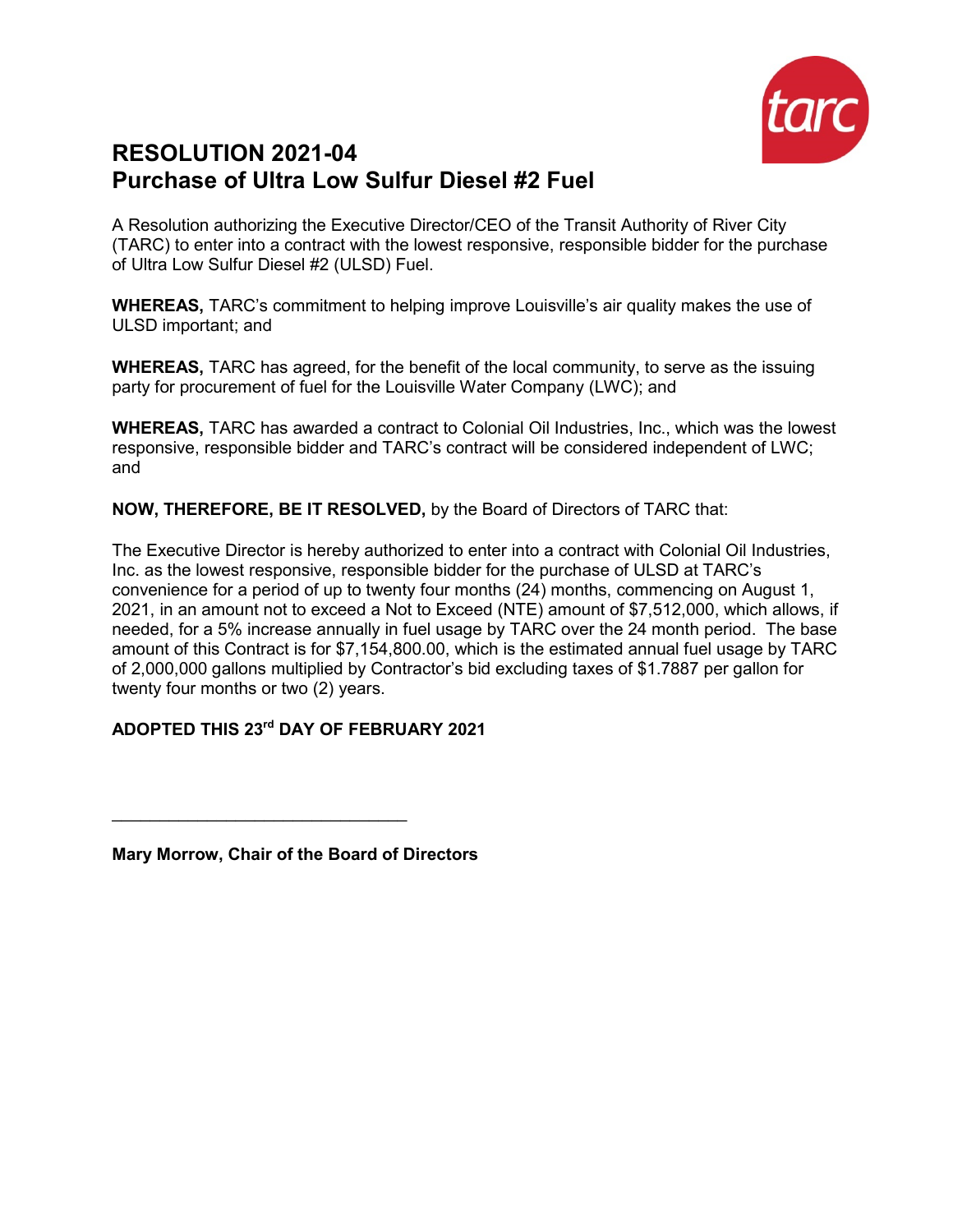# RESOLUTION 2021-04
# Purchase of Ultra Low Sulfur Diesel #2 Fuel

A Resolution authorizing the Executive Director/CEO of the Transit Authority of River City (TARC) to enter into a contract with the lowest responsive, responsible bidder for the purchase of Ultra Low Sulfur Diesel #2 (ULSD) Fuel.

**WHEREAS,** TARC's commitment to helping improve Louisville's air quality makes the use of ULSD important; and

**WHEREAS,** TARC has agreed, for the benefit of the local community, to serve as the issuing party for procurement of fuel for the Louisville Water Company (LWC); and

**WHEREAS,** TARC has awarded a contract to Colonial Oil Industries, Inc., which was the lowest responsive, responsible bidder and TARC's contract will be considered independent of LWC; and

**NOW, THEREFORE, BE IT RESOLVED,** by the Board of Directors of TARC that:

The Executive Director is hereby authorized to enter into a contract with Colonial Oil Industries, Inc. as the lowest responsive, responsible bidder for the purchase of ULSD at TARC's convenience for a period of up to twenty four months (24) months, commencing on August 1, 2021, in an amount not to exceed a Not to Exceed (NTE) amount of $7,512,000, which allows, if needed, for a 5% increase annually in fuel usage by TARC over the 24 month period. The base amount of this Contract is for $7,154,800.00, which is the estimated annual fuel usage by TARC of 2,000,000 gallons multiplied by Contractor's bid excluding taxes of $1.7887 per gallon for twenty four months or two (2) years.

**ADOPTED THIS 23rd DAY OF FEBRUARY 2021**

_______________________________

**Mary Morrow, Chair of the Board of Directors**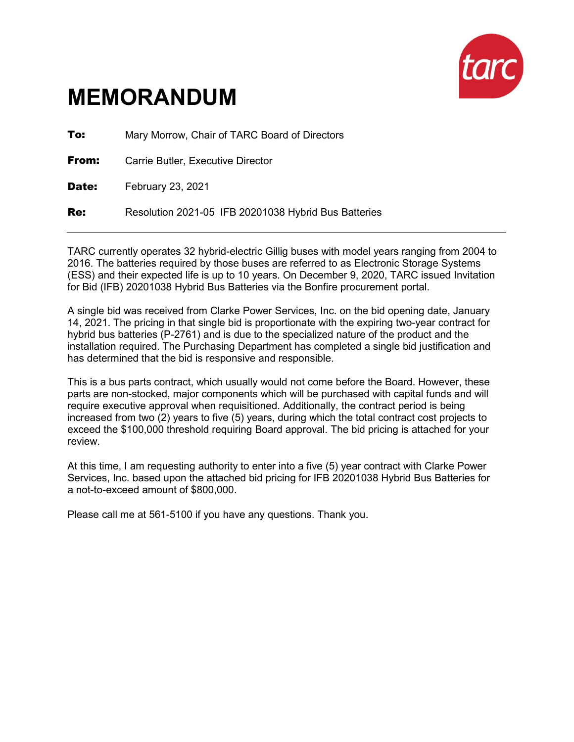# MEMORANDUM

**To:** Mary Morrow, Chair of TARC Board of Directors

**From:** Carrie Butler, Executive Director

**Date:** February 23, 2021

**Re:** Resolution 2021-05 IFB 20201038 Hybrid Bus Batteries

---

TARC currently operates 32 hybrid-electric Gillig buses with model years ranging from 2004 to 2016. The batteries required by those buses are referred to as Electronic Storage Systems (ESS) and their expected life is up to 10 years. On December 9, 2020, TARC issued Invitation for Bid (IFB) 20201038 Hybrid Bus Batteries via the Bonfire procurement portal.

A single bid was received from Clarke Power Services, Inc. on the bid opening date, January 14, 2021. The pricing in that single bid is proportionate with the expiring two-year contract for hybrid bus batteries (P-2761) and is due to the specialized nature of the product and the installation required. The Purchasing Department has completed a single bid justification and has determined that the bid is responsive and responsible.

This is a bus parts contract, which usually would not come before the Board. However, these parts are non-stocked, major components which will be purchased with capital funds and will require executive approval when requisitioned. Additionally, the contract period is being increased from two (2) years to five (5) years, during which the total contract cost projects to exceed the $100,000 threshold requiring Board approval. The bid pricing is attached for your review.

At this time, I am requesting authority to enter into a five (5) year contract with Clarke Power Services, Inc. based upon the attached bid pricing for IFB 20201038 Hybrid Bus Batteries for a not-to-exceed amount of $800,000.

Please call me at 561-5100 if you have any questions. Thank you.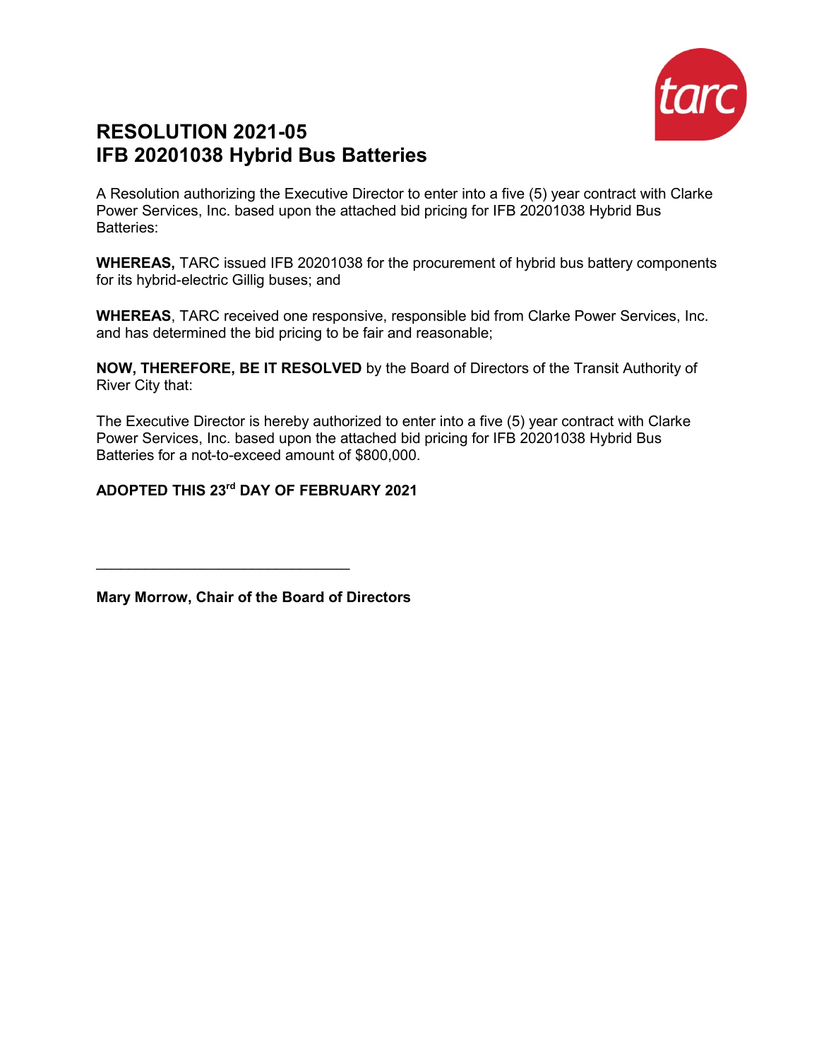# RESOLUTION 2021-05
# IFB 20201038 Hybrid Bus Batteries

A Resolution authorizing the Executive Director to enter into a five (5) year contract with Clarke Power Services, Inc. based upon the attached bid pricing for IFB 20201038 Hybrid Bus Batteries:

**WHEREAS,** TARC issued IFB 20201038 for the procurement of hybrid bus battery components for its hybrid-electric Gillig buses; and

**WHEREAS**, TARC received one responsive, responsible bid from Clarke Power Services, Inc. and has determined the bid pricing to be fair and reasonable;

**NOW, THEREFORE, BE IT RESOLVED** by the Board of Directors of the Transit Authority of River City that:

The Executive Director is hereby authorized to enter into a five (5) year contract with Clarke Power Services, Inc. based upon the attached bid pricing for IFB 20201038 Hybrid Bus Batteries for a not-to-exceed amount of $800,000.

**ADOPTED THIS 23rd DAY OF FEBRUARY 2021**

\_\_\_\_\_\_\_\_\_\_\_\_\_\_\_\_\_\_\_\_\_\_\_\_\_\_\_\_\_\_\_\_

**Mary Morrow, Chair of the Board of Directors**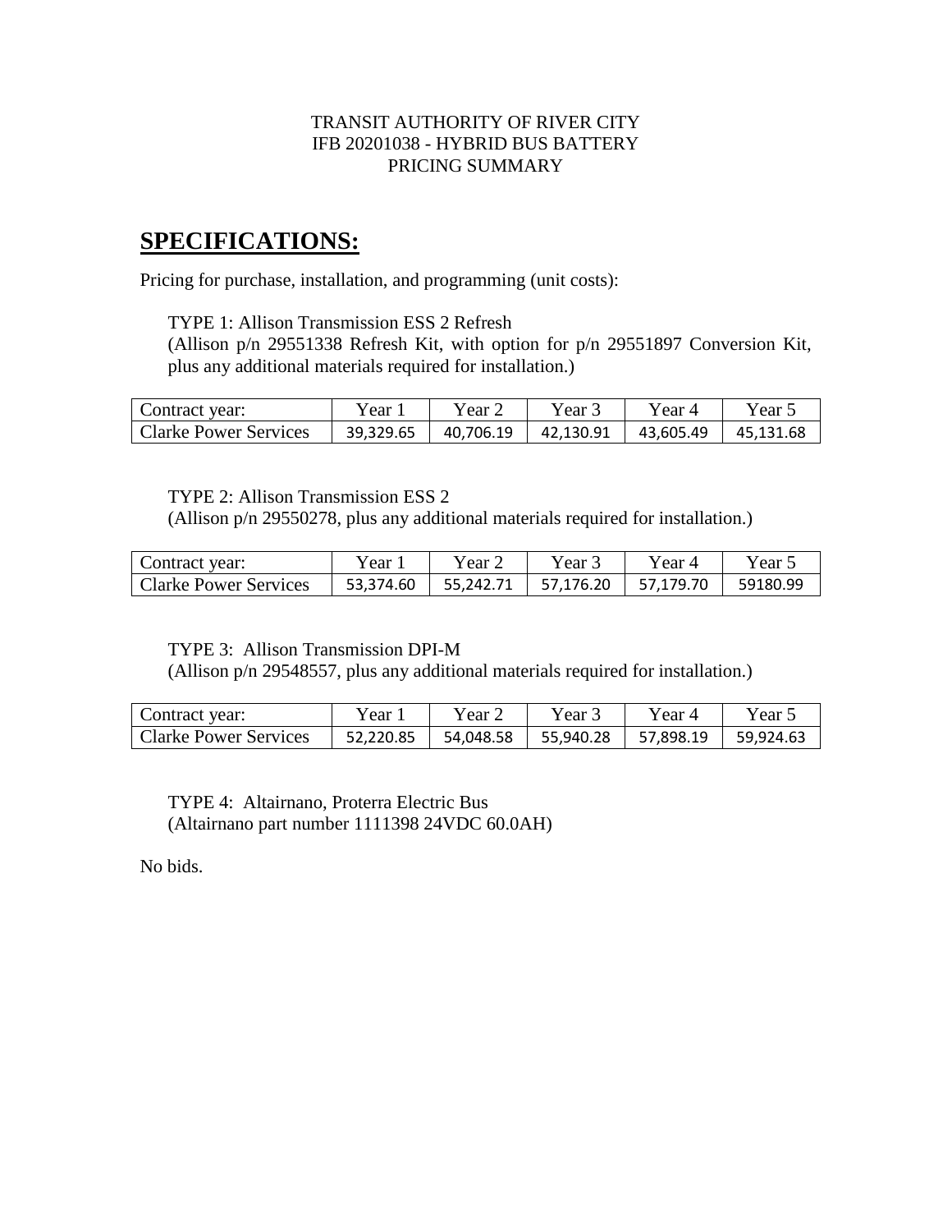TRANSIT AUTHORITY OF RIVER CITY
IFB 20201038 - HYBRID BUS BATTERY
PRICING SUMMARY

## SPECIFICATIONS:

Pricing for purchase, installation, and programming (unit costs):

TYPE 1: Allison Transmission ESS 2 Refresh
(Allison p/n 29551338 Refresh Kit, with option for p/n 29551897 Conversion Kit, plus any additional materials required for installation.)

| Contract year: | Year 1 | Year 2 | Year 3 | Year 4 | Year 5 |
|---|---|---|---|---|---|
| Clarke Power Services | 39,329.65 | 40,706.19 | 42,130.91 | 43,605.49 | 45,131.68 |

TYPE 2: Allison Transmission ESS 2
(Allison p/n 29550278, plus any additional materials required for installation.)

| Contract year: | Year 1 | Year 2 | Year 3 | Year 4 | Year 5 |
|---|---|---|---|---|---|
| Clarke Power Services | 53,374.60 | 55,242.71 | 57,176.20 | 57,179.70 | 59180.99 |

TYPE 3: Allison Transmission DPI-M
(Allison p/n 29548557, plus any additional materials required for installation.)

| Contract year: | Year 1 | Year 2 | Year 3 | Year 4 | Year 5 |
|---|---|---|---|---|---|
| Clarke Power Services | 52,220.85 | 54,048.58 | 55,940.28 | 57,898.19 | 59,924.63 |

TYPE 4: Altairnano, Proterra Electric Bus
(Altairnano part number 1111398 24VDC 60.0AH)

No bids.